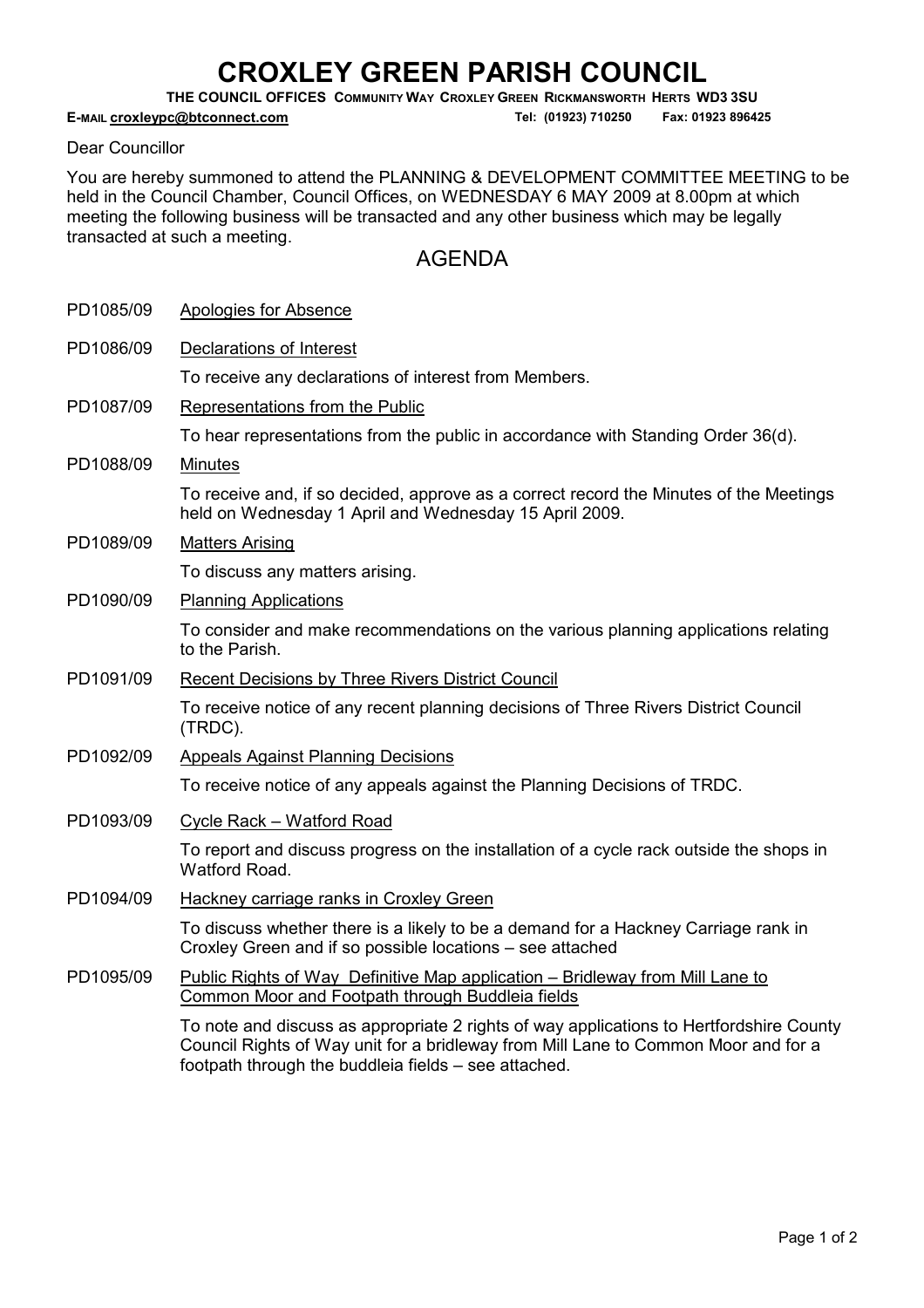# CROXLEY GREEN PARISH COUNCIL

**THE COUNCIL OFFICES COMMUNITY WAY CROXLEY GREEN RICKMANSWORTH HERTS WD3 3SU**

**E-MAIL croxleypc@btconnect.com** **Tel: (01923) 710250 Fax: 01923 896425**

Dear Councillor

You are hereby summoned to attend the PLANNING & DEVELOPMENT COMMITTEE MEETING to be held in the Council Chamber, Council Offices, on WEDNESDAY 6 MAY 2009 at 8.00pm at which meeting the following business will be transacted and any other business which may be legally transacted at such a meeting.

## AGENDA

PD1085/09 Apologies for Absence

PD1086/09 Declarations of Interest

To receive any declarations of interest from Members.

PD1087/09 Representations from the Public

To hear representations from the public in accordance with Standing Order 36(d).

PD1088/09 Minutes

To receive and, if so decided, approve as a correct record the Minutes of the Meetings held on Wednesday 1 April and Wednesday 15 April 2009.

PD1089/09 Matters Arising

To discuss any matters arising.

PD1090/09 Planning Applications

To consider and make recommendations on the various planning applications relating to the Parish.

PD1091/09 Recent Decisions by Three Rivers District Council

To receive notice of any recent planning decisions of Three Rivers District Council (TRDC).

PD1092/09 Appeals Against Planning Decisions

To receive notice of any appeals against the Planning Decisions of TRDC.

PD1093/09 Cycle Rack – Watford Road

To report and discuss progress on the installation of a cycle rack outside the shops in Watford Road.

PD1094/09 Hackney carriage ranks in Croxley Green

To discuss whether there is a likely to be a demand for a Hackney Carriage rank in Croxley Green and if so possible locations – see attached

PD1095/09 Public Rights of Way Definitive Map application – Bridleway from Mill Lane to Common Moor and Footpath through Buddleia fields

To note and discuss as appropriate 2 rights of way applications to Hertfordshire County Council Rights of Way unit for a bridleway from Mill Lane to Common Moor and for a footpath through the buddleia fields – see attached.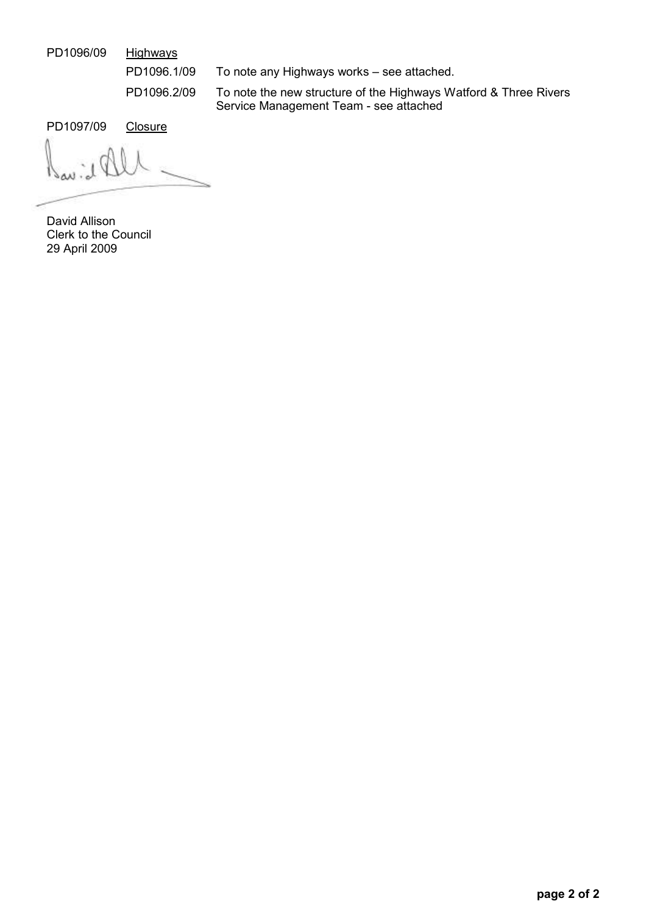PD1096/09 Highways

PD1096.1/09 To note any Highways works – see attached.

PD1096.2/09 To note the new structure of the Highways Watford & Three Rivers Service Management Team - see attached

PD1097/09 Closure

David Allison
Clerk to the Council
29 April 2009